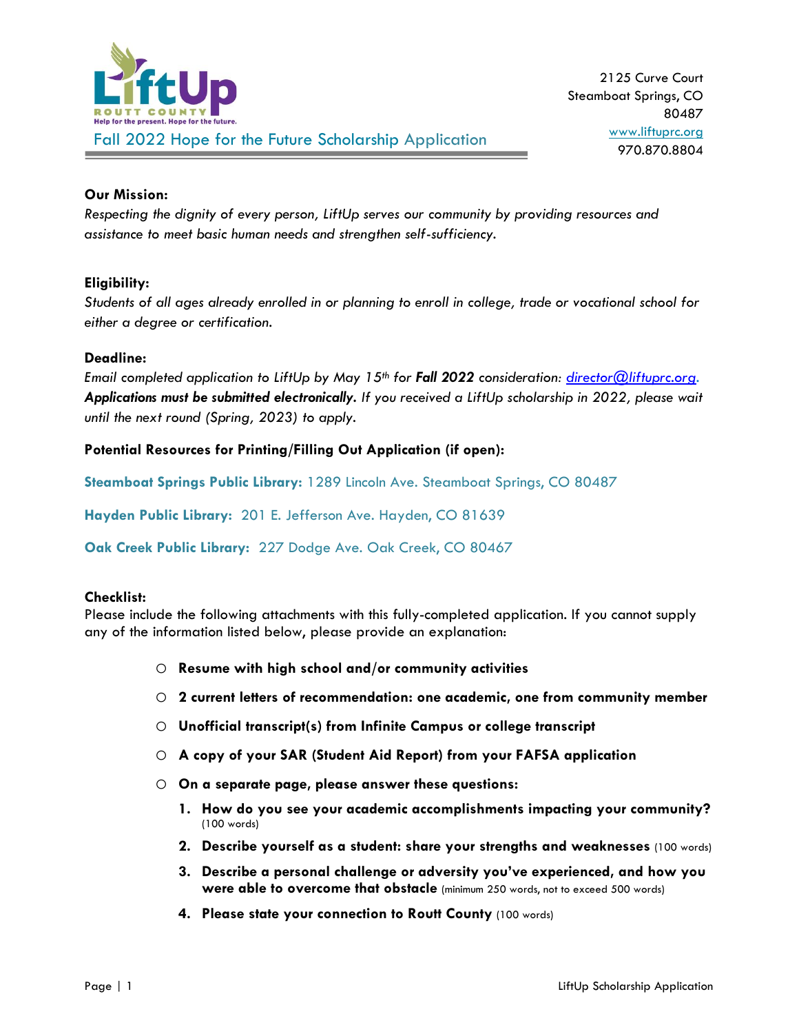LiftUp
ROUTT COUNTY
Help for the present. Hope for the future.

2125 Curve Court
Steamboat Springs, CO
80487
www.liftuprc.org
970.870.8804

# Fall 2022 Hope for the Future Scholarship Application

**Our Mission:**

*Respecting the dignity of every person, LiftUp serves our community by providing resources and assistance to meet basic human needs and strengthen self-sufficiency.*

**Eligibility:**

*Students of all ages already enrolled in or planning to enroll in college, trade or vocational school for either a degree or certification.*

**Deadline:**

*Email completed application to LiftUp by May 15th for **Fall 2022** consideration: director@liftuprc.org. **Applications must be submitted electronically.** If you received a LiftUp scholarship in 2022, please wait until the next round (Spring, 2023) to apply.*

**Potential Resources for Printing/Filling Out Application (if open):**

**Steamboat Springs Public Library:** 1289 Lincoln Ave. Steamboat Springs, CO 80487

**Hayden Public Library:** 201 E. Jefferson Ave. Hayden, CO 81639

**Oak Creek Public Library:** 227 Dodge Ave. Oak Creek, CO 80467

**Checklist:**

Please include the following attachments with this fully-completed application. If you cannot supply any of the information listed below, please provide an explanation:

- ○ **Resume with high school and/or community activities**
- ○ **2 current letters of recommendation: one academic, one from community member**
- ○ **Unofficial transcript(s) from Infinite Campus or college transcript**
- ○ **A copy of your SAR (Student Aid Report) from your FAFSA application**
- ○ **On a separate page, please answer these questions:**
  1. **How do you see your academic accomplishments impacting your community?** (100 words)
  2. **Describe yourself as a student: share your strengths and weaknesses** (100 words)
  3. **Describe a personal challenge or adversity you've experienced, and how you were able to overcome that obstacle** (minimum 250 words, not to exceed 500 words)
  4. **Please state your connection to Routt County** (100 words)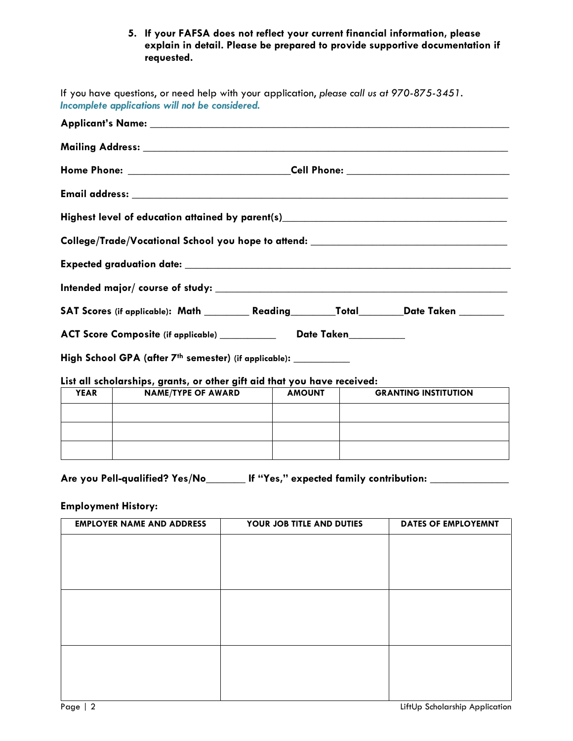5. **If your FAFSA does not reflect your current financial information, please explain in detail. Please be prepared to provide supportive documentation if requested.**

If you have questions, or need help with your application, *please call us at 970-875-3451*.
*Incomplete applications will not be considered.*

**Applicant's Name:** ___________________________________________________________

**Mailing Address:** ___________________________________________________________

**Home Phone:** ___________________________ **Cell Phone:** ___________________________

**Email address:** ___________________________________________________________

**Highest level of education attained by parent(s)**_____________________________________

**College/Trade/Vocational School you hope to attend:** _________________________________

**Expected graduation date:** _____________________________________________________

**Intended major/ course of study:** ________________________________________________

**SAT Scores** **(if applicable): Math** ________ **Reading**________**Total**________**Date Taken** ________

**ACT Score Composite** **(if applicable)** ___________ **Date Taken**__________

**High School GPA (after 7th semester)** **(if applicable):** ___________

**List all scholarships, grants, or other gift aid that you have received:**

| YEAR | NAME/TYPE OF AWARD | AMOUNT | GRANTING INSTITUTION |
|---|---|---|---|
| | | | |
| | | | |
| | | | |

**Are you Pell-qualified? Yes/No**_______ **If "Yes," expected family contribution:** ______________

**Employment History:**

| EMPLOYER NAME AND ADDRESS | YOUR JOB TITLE AND DUTIES | DATES OF EMPLOYEMNT |
|---|---|---|
| | | |
| | | |
| | | |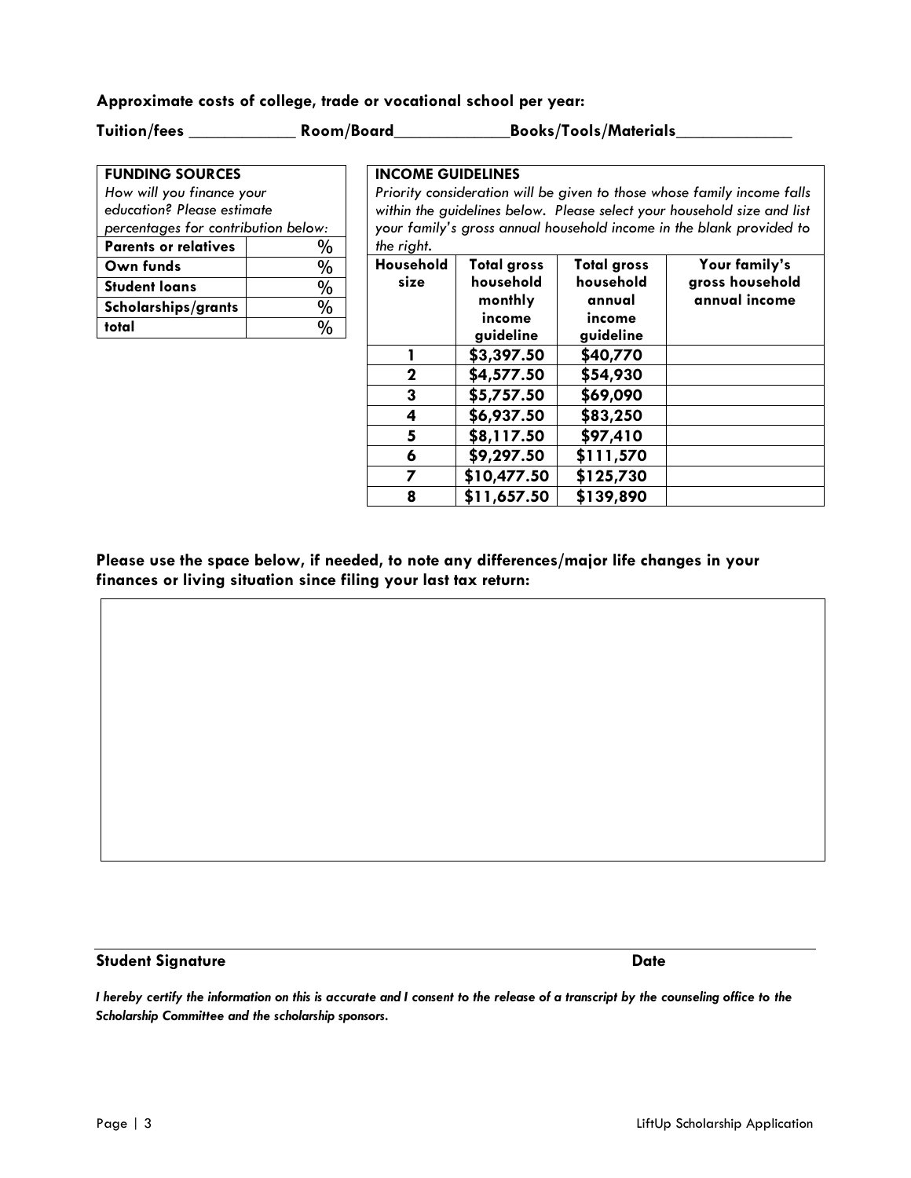**Approximate costs of college, trade or vocational school per year:**

**Tuition/fees** ____________ **Room/Board**_____________ **Books/Tools/Materials**_____________

| **FUNDING SOURCES**<br>*How will you finance your education? Please estimate percentages for contribution below:* | |
|---|---|
| **Parents or relatives** | % |
| **Own funds** | % |
| **Student loans** | % |
| **Scholarships/grants** | % |
| **total** | % |

**INCOME GUIDELINES**

*Priority consideration will be given to those whose family income falls within the guidelines below. Please select your household size and list your family's gross annual household income in the blank provided to the right.*

| Household size | Total gross household monthly income guideline | Total gross household annual income guideline | Your family's gross household annual income |
|---|---|---|---|
| 1 | $3,397.50 | $40,770 | |
| 2 | $4,577.50 | $54,930 | |
| 3 | $5,757.50 | $69,090 | |
| 4 | $6,937.50 | $83,250 | |
| 5 | $8,117.50 | $97,410 | |
| 6 | $9,297.50 | $111,570 | |
| 7 | $10,477.50 | $125,730 | |
| 8 | $11,657.50 | $139,890 | |

**Please use the space below, if needed, to note any differences/major life changes in your finances or living situation since filing your last tax return:**

| |
|---|
| |

**Student Signature** **Date**

***I hereby certify the information on this is accurate and I consent to the release of a transcript by the counseling office to the Scholarship Committee and the scholarship sponsors.***